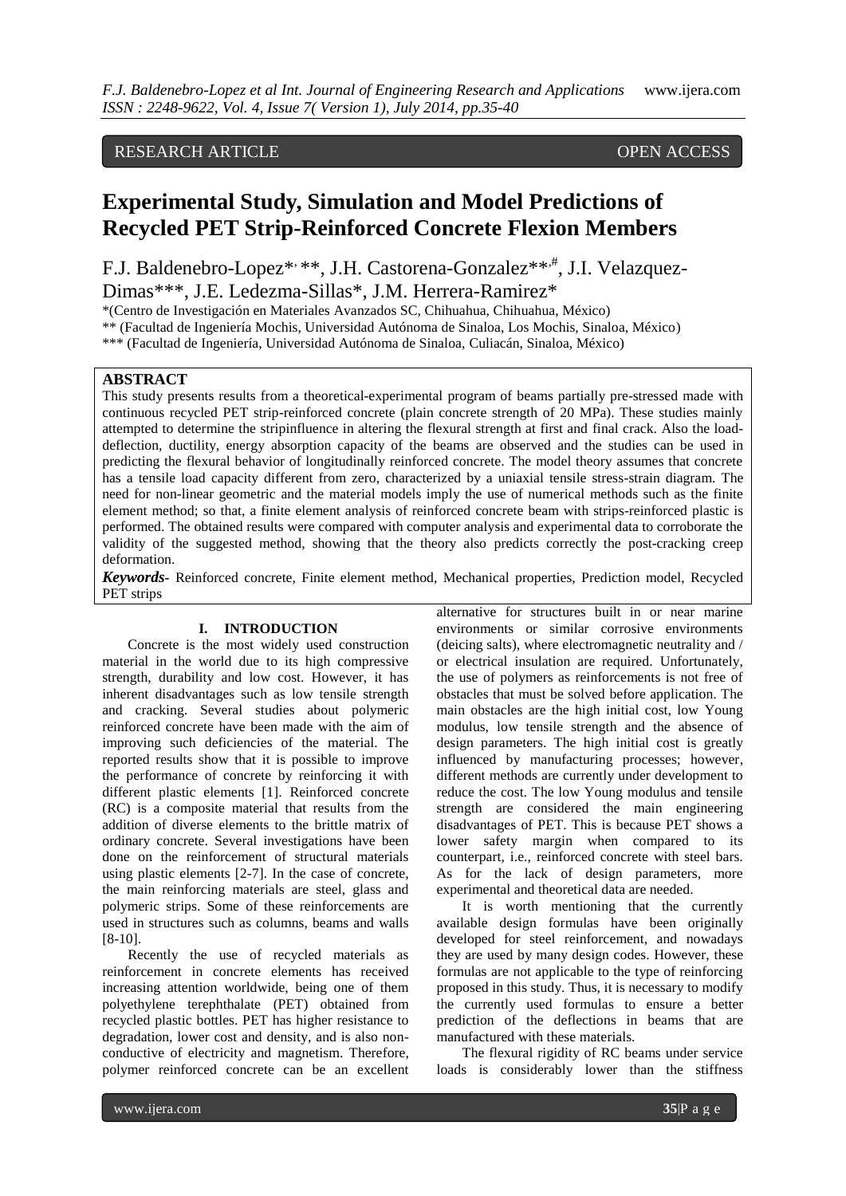RESEARCH ARTICLE OPEN ACCESS

# Experimental Study, Simulation and Model Predictions of Recycled PET Strip-Reinforced Concrete Flexion Members

F.J. Baldenebro-Lopez*, **, J.H. Castorena-Gonzalez**,#, J.I. Velazquez-Dimas***, J.E. Ledezma-Sillas*, J.M. Herrera-Ramirez*

*(Centro de Investigación en Materiales Avanzados SC, Chihuahua, Chihuahua, México)
** (Facultad de Ingeniería Mochis, Universidad Autónoma de Sinaloa, Los Mochis, Sinaloa, México)
*** (Facultad de Ingeniería, Universidad Autónoma de Sinaloa, Culiacán, Sinaloa, México)

## ABSTRACT

This study presents results from a theoretical-experimental program of beams partially pre-stressed made with continuous recycled PET strip-reinforced concrete (plain concrete strength of 20 MPa). These studies mainly attempted to determine the stripinfluence in altering the flexural strength at first and final crack. Also the load-deflection, ductility, energy absorption capacity of the beams are observed and the studies can be used in predicting the flexural behavior of longitudinally reinforced concrete. The model theory assumes that concrete has a tensile load capacity different from zero, characterized by a uniaxial tensile stress-strain diagram. The need for non-linear geometric and the material models imply the use of numerical methods such as the finite element method; so that, a finite element analysis of reinforced concrete beam with strips-reinforced plastic is performed. The obtained results were compared with computer analysis and experimental data to corroborate the validity of the suggested method, showing that the theory also predicts correctly the post-cracking creep deformation.

***Keywords*****-** Reinforced concrete, Finite element method, Mechanical properties, Prediction model, Recycled PET strips

## I. INTRODUCTION

Concrete is the most widely used construction material in the world due to its high compressive strength, durability and low cost. However, it has inherent disadvantages such as low tensile strength and cracking. Several studies about polymeric reinforced concrete have been made with the aim of improving such deficiencies of the material. The reported results show that it is possible to improve the performance of concrete by reinforcing it with different plastic elements [1]. Reinforced concrete (RC) is a composite material that results from the addition of diverse elements to the brittle matrix of ordinary concrete. Several investigations have been done on the reinforcement of structural materials using plastic elements [2-7]. In the case of concrete, the main reinforcing materials are steel, glass and polymeric strips. Some of these reinforcements are used in structures such as columns, beams and walls [8-10].

Recently the use of recycled materials as reinforcement in concrete elements has received increasing attention worldwide, being one of them polyethylene terephthalate (PET) obtained from recycled plastic bottles. PET has higher resistance to degradation, lower cost and density, and is also non-conductive of electricity and magnetism. Therefore, polymer reinforced concrete can be an excellent alternative for structures built in or near marine environments or similar corrosive environments (deicing salts), where electromagnetic neutrality and / or electrical insulation are required. Unfortunately, the use of polymers as reinforcements is not free of obstacles that must be solved before application. The main obstacles are the high initial cost, low Young modulus, low tensile strength and the absence of design parameters. The high initial cost is greatly influenced by manufacturing processes; however, different methods are currently under development to reduce the cost. The low Young modulus and tensile strength are considered the main engineering disadvantages of PET. This is because PET shows a lower safety margin when compared to its counterpart, i.e., reinforced concrete with steel bars. As for the lack of design parameters, more experimental and theoretical data are needed.

It is worth mentioning that the currently available design formulas have been originally developed for steel reinforcement, and nowadays they are used by many design codes. However, these formulas are not applicable to the type of reinforcing proposed in this study. Thus, it is necessary to modify the currently used formulas to ensure a better prediction of the deflections in beams that are manufactured with these materials.

The flexural rigidity of RC beams under service loads is considerably lower than the stiffness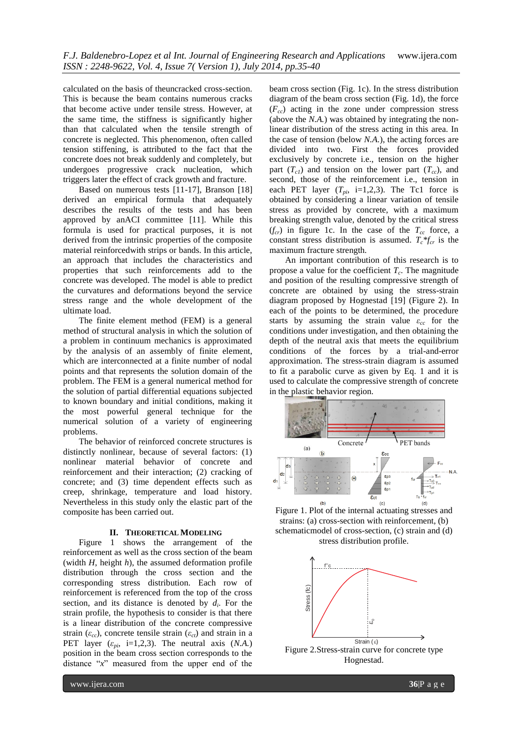calculated on the basis of theuncracked cross-section. This is because the beam contains numerous cracks that become active under tensile stress. However, at the same time, the stiffness is significantly higher than that calculated when the tensile strength of concrete is neglected. This phenomenon, often called tension stiffening, is attributed to the fact that the concrete does not break suddenly and completely, but undergoes progressive crack nucleation, which triggers later the effect of crack growth and fracture.

Based on numerous tests [11-17], Branson [18] derived an empirical formula that adequately describes the results of the tests and has been approved by anACI committee [11]. While this formula is used for practical purposes, it is not derived from the intrinsic properties of the composite material reinforcedwith strips or bands. In this article, an approach that includes the characteristics and properties that such reinforcements add to the concrete was developed. The model is able to predict the curvatures and deformations beyond the service stress range and the whole development of the ultimate load.

The finite element method (FEM) is a general method of structural analysis in which the solution of a problem in continuum mechanics is approximated by the analysis of an assembly of finite element, which are interconnected at a finite number of nodal points and that represents the solution domain of the problem. The FEM is a general numerical method for the solution of partial differential equations subjected to known boundary and initial conditions, making it the most powerful general technique for the numerical solution of a variety of engineering problems.

The behavior of reinforced concrete structures is distinctly nonlinear, because of several factors: (1) nonlinear material behavior of concrete and reinforcement and their interaction; (2) cracking of concrete; and (3) time dependent effects such as creep, shrinkage, temperature and load history. Nevertheless in this study only the elastic part of the composite has been carried out.

## II. Theoretical Modeling

Figure 1 shows the arrangement of the reinforcement as well as the cross section of the beam (width *H*, height *h*), the assumed deformation profile distribution through the cross section and the corresponding stress distribution. Each row of reinforcement is referenced from the top of the cross section, and its distance is denoted by $d_i$. For the strain profile, the hypothesis to consider is that there is a linear distribution of the concrete compressive strain ($\varepsilon_{cc}$), concrete tensile strain ($\varepsilon_{ct}$) and strain in a PET layer ($\varepsilon_{pi}$, i=1,2,3). The neutral axis (*N.A.*) position in the beam cross section corresponds to the distance "*x*" measured from the upper end of the beam cross section (Fig. 1c). In the stress distribution diagram of the beam cross section (Fig. 1d), the force ($F_{cc}$) acting in the zone under compression stress (above the *N.A.*) was obtained by integrating the non-linear distribution of the stress acting in this area. In the case of tension (below *N.A.*), the acting forces are divided into two. First the forces provided exclusively by concrete i.e., tension on the higher part ($T_{c1}$) and tension on the lower part ($T_{cc}$), and second, those of the reinforcement i.e., tension in each PET layer ($T_{pi}$, i=1,2,3). The Tc1 force is obtained by considering a linear variation of tensile stress as provided by concrete, with a maximum breaking strength value, denoted by the critical stress ($f_{cr}$) in figure 1c. In the case of the $T_{cc}$ force, a constant stress distribution is assumed. $T_c$*$f_{cr}$ is the maximum fracture strength.

An important contribution of this research is to propose a value for the coefficient $T_c$. The magnitude and position of the resulting compressive strength of concrete are obtained by using the stress-strain diagram proposed by Hognestad [19] (Figure 2). In each of the points to be determined, the procedure starts by assuming the strain value $\varepsilon_{cc}$ for the conditions under investigation, and then obtaining the depth of the neutral axis that meets the equilibrium conditions of the forces by a trial-and-error approximation. The stress-strain diagram is assumed to fit a parabolic curve as given by Eq. 1 and it is used to calculate the compressive strength of concrete in the plastic behavior region.

Figure 1. Plot of the internal actuating stresses and strains: (a) cross-section with reinforcement, (b) schematicmodel of cross-section, (c) strain and (d) stress distribution profile.

Figure 2.Stress-strain curve for concrete type Hognestad.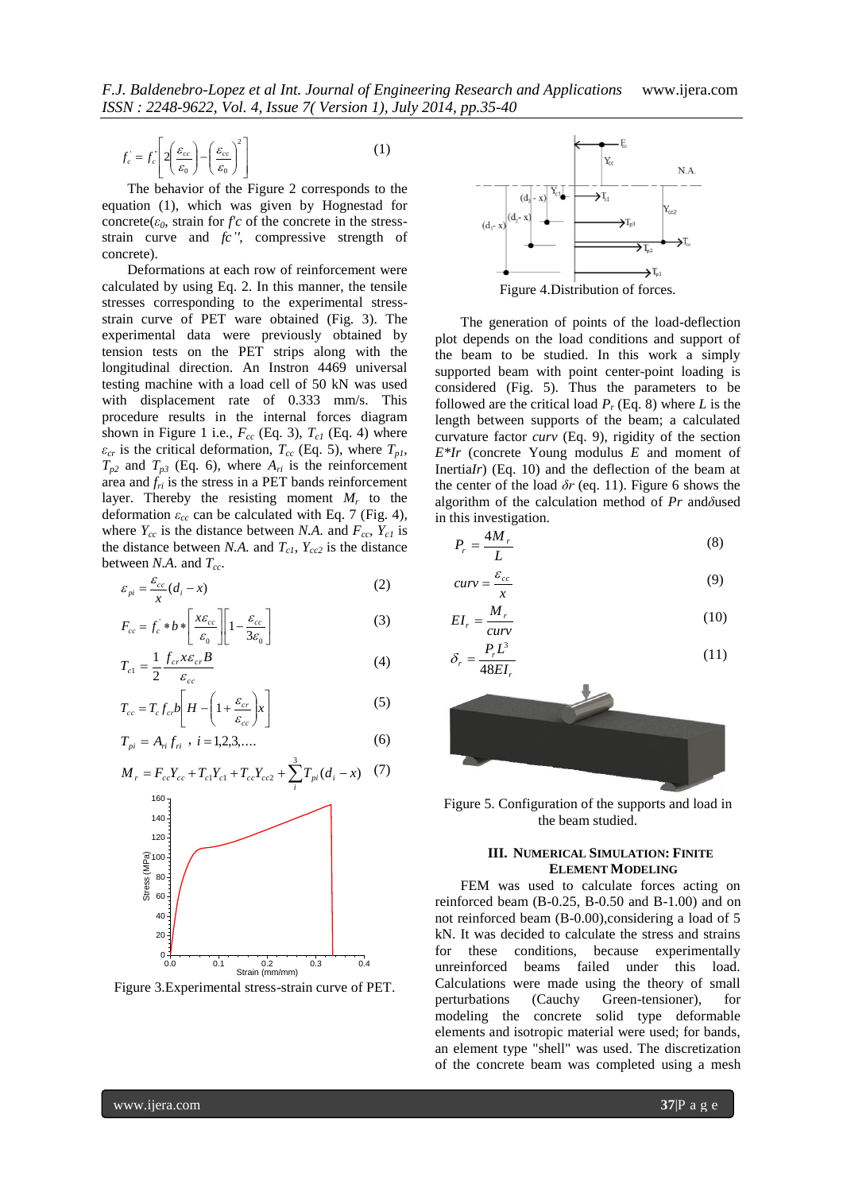$$f_c' = f_c''\left[2\left(\frac{\varepsilon_{cc}}{\varepsilon_0}\right) - \left(\frac{\varepsilon_{cc}}{\varepsilon_0}\right)^2\right] \quad (1)$$

The behavior of the Figure 2 corresponds to the equation (1), which was given by Hognestad for concrete($\varepsilon_0$, strain for $f'c$ of the concrete in the stress-strain curve and $fc''$, compressive strength of concrete).

Deformations at each row of reinforcement were calculated by using Eq. 2. In this manner, the tensile stresses corresponding to the experimental stress-strain curve of PET ware obtained (Fig. 3). The experimental data were previously obtained by tension tests on the PET strips along with the longitudinal direction. An Instron 4469 universal testing machine with a load cell of 50 kN was used with displacement rate of 0.333 mm/s. This procedure results in the internal forces diagram shown in Figure 1 i.e., $F_{cc}$ (Eq. 3), $T_{c1}$ (Eq. 4) where $\varepsilon_{cr}$ is the critical deformation, $T_{cc}$ (Eq. 5), where $T_{p1}$, $T_{p2}$ and $T_{p3}$ (Eq. 6), where $A_{ri}$ is the reinforcement area and $f_{ri}$ is the stress in a PET bands reinforcement layer. Thereby the resisting moment $M_r$ to the deformation $\varepsilon_{cc}$ can be calculated with Eq. 7 (Fig. 4), where $Y_{cc}$ is the distance between $N.A.$ and $F_{cc}$, $Y_{c1}$ is the distance between $N.A.$ and $T_{c1}$, $Y_{cc2}$ is the distance between $N.A.$ and $T_{cc}$.

$$\varepsilon_{pi} = \frac{\varepsilon_{cc}}{x}(d_i - x) \quad (2)$$

$$F_{cc} = f_c' * b * \left[\frac{x\varepsilon_{cc}}{\varepsilon_0}\right]\left[1 - \frac{\varepsilon_{cc}}{3\varepsilon_0}\right] \quad (3)$$

$$T_{c1} = \frac{1}{2}\frac{f_{cr}x\varepsilon_{cr}B}{\varepsilon_{cc}} \quad (4)$$

$$T_{cc} = T_c f_{cr} b\left[H - \left(1 + \frac{\varepsilon_{cr}}{\varepsilon_{cc}}\right)x\right] \quad (5)$$

$$T_{pi} = A_{ri} f_{ri}, \ i = 1,2,3,\ldots. \quad (6)$$

$$M_r = F_{cc}Y_{cc} + T_{c1}Y_{c1} + T_{cc}Y_{cc2} + \sum_{i}^{3} T_{pi}(d_i - x) \quad (7)$$

Figure 3.Experimental stress-strain curve of PET.

Figure 4.Distribution of forces.

The generation of points of the load-deflection plot depends on the load conditions and support of the beam to be studied. In this work a simply supported beam with point center-point loading is considered (Fig. 5). Thus the parameters to be followed are the critical load $P_r$ (Eq. 8) where $L$ is the length between supports of the beam; a calculated curvature factor *curv* (Eq. 9), rigidity of the section $E*Ir$ (concrete Young modulus $E$ and moment of Inertia$Ir$) (Eq. 10) and the deflection of the beam at the center of the load $\delta r$ (eq. 11). Figure 6 shows the algorithm of the calculation method of $Pr$ and$\delta$used in this investigation.

$$P_r = \frac{4M_r}{L} \quad (8)$$

$$curv = \frac{\varepsilon_{cc}}{x} \quad (9)$$

$$EI_r = \frac{M_r}{curv} \quad (10)$$

$$\delta_r = \frac{P_r L^3}{48EI_r} \quad (11)$$

Figure 5. Configuration of the supports and load in the beam studied.

## III. Numerical Simulation: Finite Element Modeling

FEM was used to calculate forces acting on reinforced beam (B-0.25, B-0.50 and B-1.00) and on not reinforced beam (B-0.00),considering a load of 5 kN. It was decided to calculate the stress and strains for these conditions, because experimentally unreinforced beams failed under this load. Calculations were made using the theory of small perturbations (Cauchy Green-tensioner), for modeling the concrete solid type deformable elements and isotropic material were used; for bands, an element type "shell" was used. The discretization of the concrete beam was completed using a mesh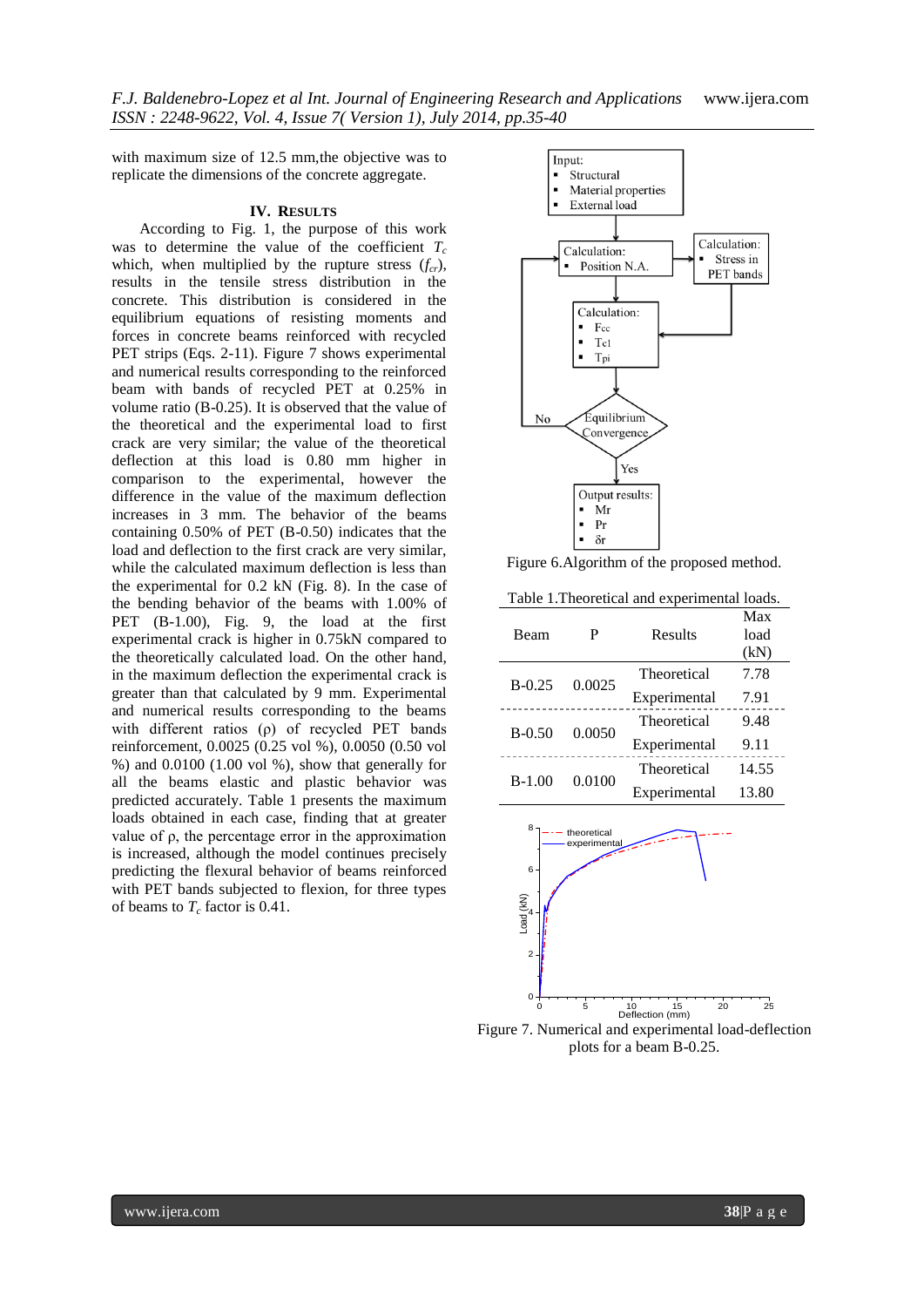with maximum size of 12.5 mm,the objective was to replicate the dimensions of the concrete aggregate.

## IV. Results

According to Fig. 1, the purpose of this work was to determine the value of the coefficient $T_c$ which, when multiplied by the rupture stress ($f_{cr}$), results in the tensile stress distribution in the concrete. This distribution is considered in the equilibrium equations of resisting moments and forces in concrete beams reinforced with recycled PET strips (Eqs. 2-11). Figure 7 shows experimental and numerical results corresponding to the reinforced beam with bands of recycled PET at 0.25% in volume ratio (B-0.25). It is observed that the value of the theoretical and the experimental load to first crack are very similar; the value of the theoretical deflection at this load is 0.80 mm higher in comparison to the experimental, however the difference in the value of the maximum deflection increases in 3 mm. The behavior of the beams containing 0.50% of PET (B-0.50) indicates that the load and deflection to the first crack are very similar, while the calculated maximum deflection is less than the experimental for 0.2 kN (Fig. 8). In the case of the bending behavior of the beams with 1.00% of PET (B-1.00), Fig. 9, the load at the first experimental crack is higher in 0.75kN compared to the theoretically calculated load. On the other hand, in the maximum deflection the experimental crack is greater than that calculated by 9 mm. Experimental and numerical results corresponding to the beams with different ratios (ρ) of recycled PET bands reinforcement, 0.0025 (0.25 vol %), 0.0050 (0.50 vol %) and 0.0100 (1.00 vol %), show that generally for all the beams elastic and plastic behavior was predicted accurately. Table 1 presents the maximum loads obtained in each case, finding that at greater value of ρ, the percentage error in the approximation is increased, although the model continues precisely predicting the flexural behavior of beams reinforced with PET bands subjected to flexion, for three types of beams to $T_c$ factor is 0.41.

```
Input:
▪ Structural
▪ Material properties
▪ External load
        ↓
Calculation:                 Calculation:
▪ Position N.A.   ←          ▪ Stress in PET bands
        ↓
Calculation:
▪ Fcc
▪ Tcl
▪ Tpi
        ↓
Equilibrium Convergence  --No--> (back to Position N.A.)
        ↓ Yes
Output results:
▪ Mr
▪ Pr
▪ δr
```

Figure 6.Algorithm of the proposed method.

Table 1.Theoretical and experimental loads.

| Beam | P | Results | Max load (kN) |
|---|---|---|---|
| B-0.25 | 0.0025 | Theoretical | 7.78 |
| | | Experimental | 7.91 |
| B-0.50 | 0.0050 | Theoretical | 9.48 |
| | | Experimental | 9.11 |
| B-1.00 | 0.0100 | Theoretical | 14.55 |
| | | Experimental | 13.80 |

Figure 7. Numerical and experimental load-deflection plots for a beam B-0.25.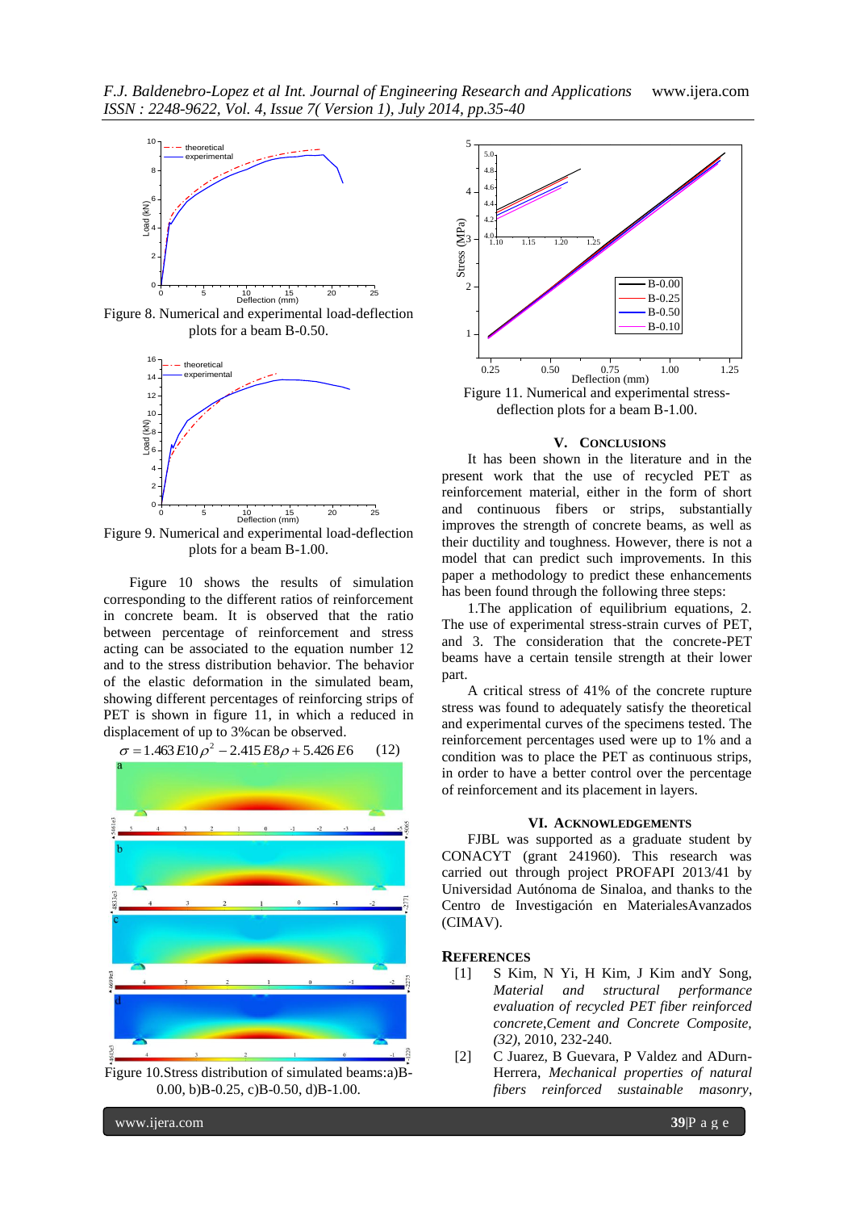Figure 8. Numerical and experimental load-deflection plots for a beam B-0.50.

Figure 9. Numerical and experimental load-deflection plots for a beam B-1.00.

Figure 10 shows the results of simulation corresponding to the different ratios of reinforcement in concrete beam. It is observed that the ratio between percentage of reinforcement and stress acting can be associated to the equation number 12 and to the stress distribution behavior. The behavior of the elastic deformation in the simulated beam, showing different percentages of reinforcing strips of PET is shown in figure 11, in which a reduced in displacement of up to 3%can be observed.

$$\sigma = 1.463E10\rho^2 - 2.415E8\rho + 5.426E6 \qquad (12)$$

Figure 10.Stress distribution of simulated beams:a)B-0.00, b)B-0.25, c)B-0.50, d)B-1.00.

Figure 11. Numerical and experimental stress-deflection plots for a beam B-1.00.

## V. Conclusions

It has been shown in the literature and in the present work that the use of recycled PET as reinforcement material, either in the form of short and continuous fibers or strips, substantially improves the strength of concrete beams, as well as their ductility and toughness. However, there is not a model that can predict such improvements. In this paper a methodology to predict these enhancements has been found through the following three steps:

1.The application of equilibrium equations, 2. The use of experimental stress-strain curves of PET, and 3. The consideration that the concrete-PET beams have a certain tensile strength at their lower part.

A critical stress of 41% of the concrete rupture stress was found to adequately satisfy the theoretical and experimental curves of the specimens tested. The reinforcement percentages used were up to 1% and a condition was to place the PET as continuous strips, in order to have a better control over the percentage of reinforcement and its placement in layers.

## VI. Acknowledgements

FJBL was supported as a graduate student by CONACYT (grant 241960). This research was carried out through project PROFAPI 2013/41 by Universidad Autónoma de Sinaloa, and thanks to the Centro de Investigación en MaterialesAvanzados (CIMAV).

## References

[1] S Kim, N Yi, H Kim, J Kim andY Song, *Material and structural performance evaluation of recycled PET fiber reinforced concrete,Cement and Concrete Composite, (32)*, 2010, 232-240.

[2] C Juarez, B Guevara, P Valdez and ADurn-Herrera, *Mechanical properties of natural fibers reinforced sustainable masonry*,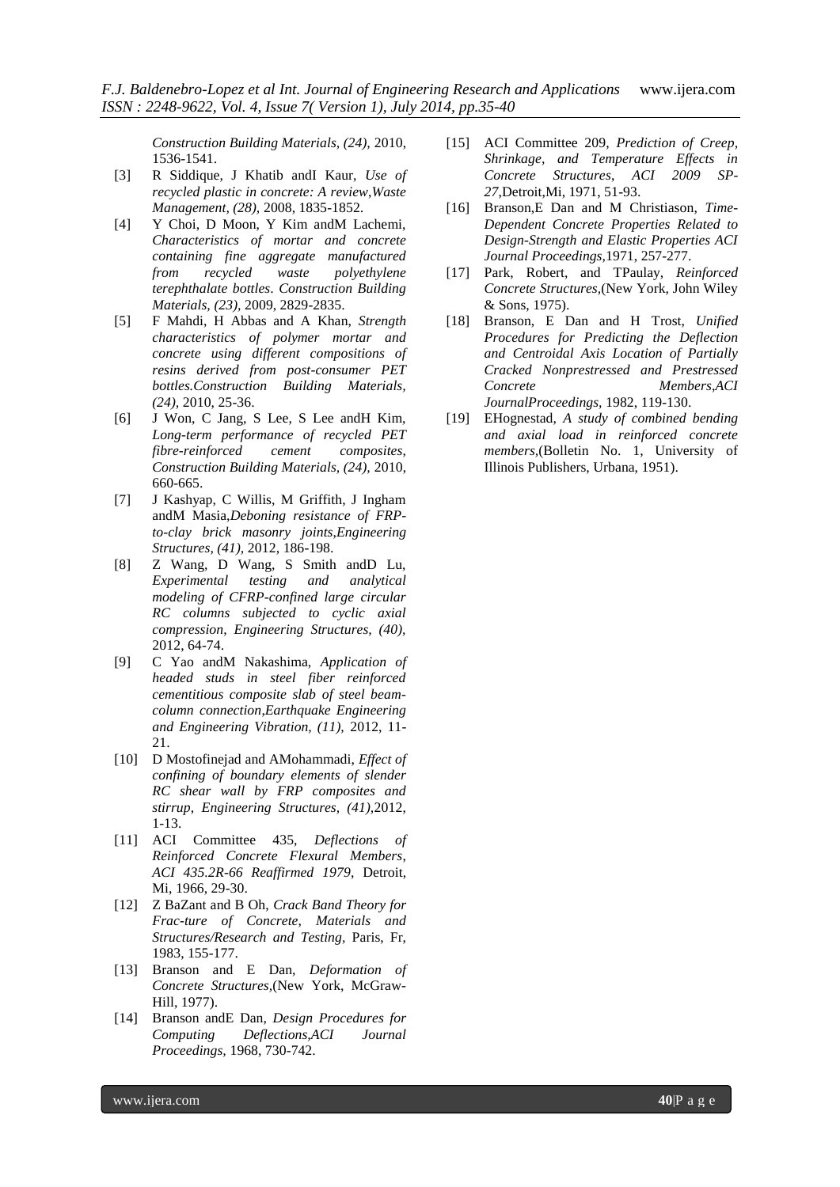*Construction Building Materials, (24),* 2010, 1536-1541.

[3] R Siddique, J Khatib andI Kaur, *Use of recycled plastic in concrete: A review,Waste Management, (28),* 2008, 1835-1852.

[4] Y Choi, D Moon, Y Kim andM Lachemi, *Characteristics of mortar and concrete containing fine aggregate manufactured from recycled waste polyethylene terephthalate bottles*. *Construction Building Materials, (23),* 2009, 2829-2835.

[5] F Mahdi, H Abbas and A Khan, *Strength characteristics of polymer mortar and concrete using different compositions of resins derived from post-consumer PET bottles.Construction Building Materials, (24),* 2010, 25-36.

[6] J Won, C Jang, S Lee, S Lee andH Kim, *Long-term performance of recycled PET fibre-reinforced cement composites, Construction Building Materials, (24),* 2010, 660-665.

[7] J Kashyap, C Willis, M Griffith, J Ingham andM Masia,*Deboning resistance of FRP-to-clay brick masonry joints,Engineering Structures, (41),* 2012, 186-198.

[8] Z Wang, D Wang, S Smith andD Lu, *Experimental testing and analytical modeling of CFRP-confined large circular RC columns subjected to cyclic axial compression*, *Engineering Structures, (40),* 2012, 64-74.

[9] C Yao andM Nakashima, *Application of headed studs in steel fiber reinforced cementitious composite slab of steel beam-column connection,Earthquake Engineering and Engineering Vibration, (11),* 2012, 11-21.

[10] D Mostofinejad and AMohammadi, *Effect of confining of boundary elements of slender RC shear wall by FRP composites and stirrup, Engineering Structures, (41),*2012, 1-13.

[11] ACI Committee 435, *Deflections of Reinforced Concrete Flexural Members, ACI 435.2R-66 Reaffirmed 1979*, Detroit, Mi, 1966, 29-30.

[12] Z BaZant and B Oh, *Crack Band Theory for Frac-ture of Concrete, Materials and Structures/Research and Testing,* Paris, Fr, 1983, 155-177.

[13] Branson and E Dan, *Deformation of Concrete Structures,*(New York, McGraw-Hill, 1977).

[14] Branson andE Dan, *Design Procedures for Computing Deflections,ACI Journal Proceedings,* 1968, 730-742.

[15] ACI Committee 209, *Prediction of Creep, Shrinkage, and Temperature Effects in Concrete Structures*, *ACI 2009 SP-27*,Detroit,Mi, 1971, 51-93.

[16] Branson,E Dan and M Christiason, *Time-Dependent Concrete Properties Related to Design-Strength and Elastic Properties ACI Journal Proceedings,*1971, 257-277.

[17] Park, Robert, and TPaulay, *Reinforced Concrete Structures,*(New York, John Wiley & Sons, 1975).

[18] Branson, E Dan and H Trost, *Unified Procedures for Predicting the Deflection and Centroidal Axis Location of Partially Cracked Nonprestressed and Prestressed Concrete Members,ACI JournalProceedings*, 1982, 119-130.

[19] EHognestad, *A study of combined bending and axial load in reinforced concrete members,*(Bolletin No. 1, University of Illinois Publishers, Urbana, 1951).